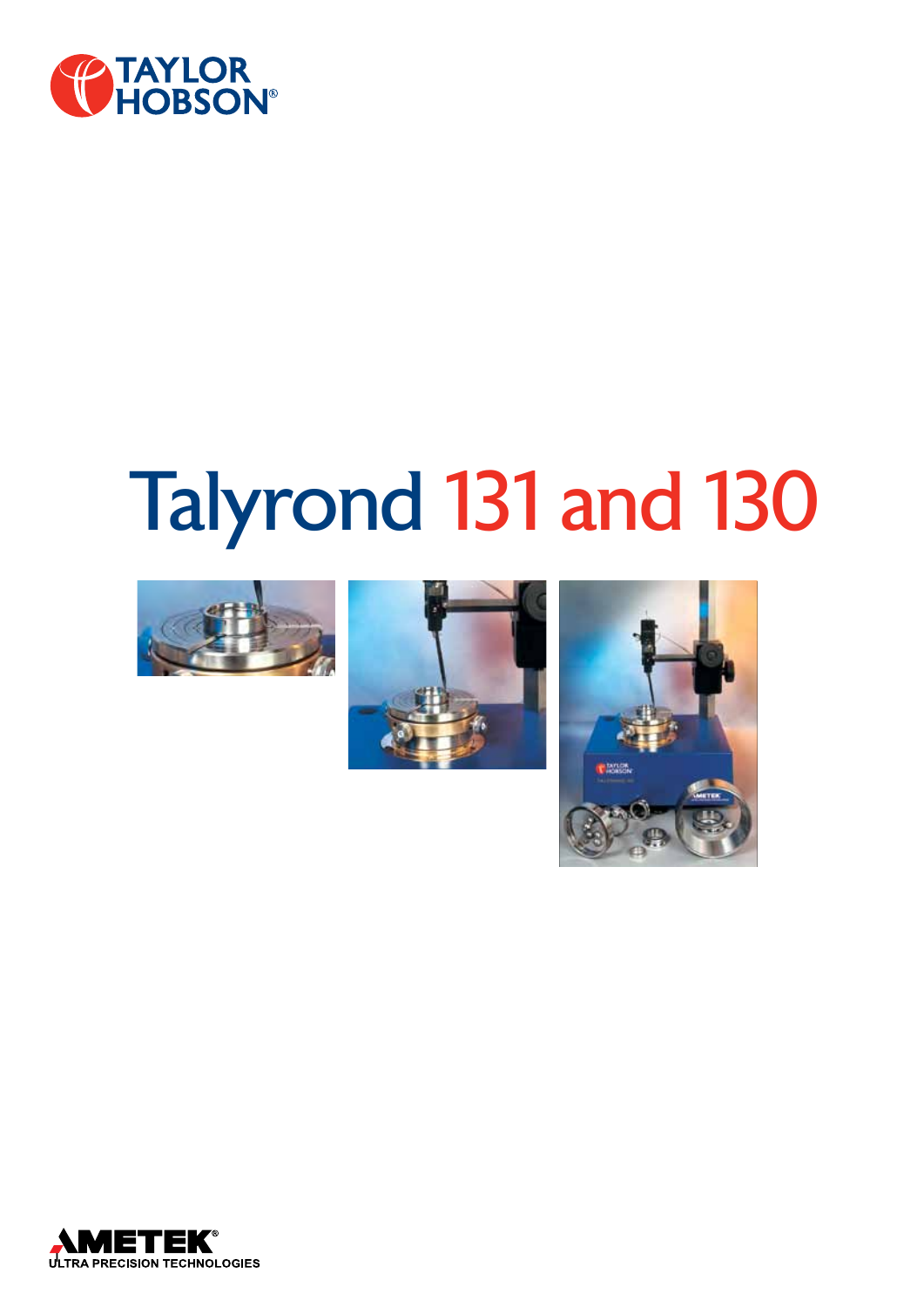TAYLOR HOBSON®

# Talyrond 131 and 130

AMETEK®
ULTRA PRECISION TECHNOLOGIES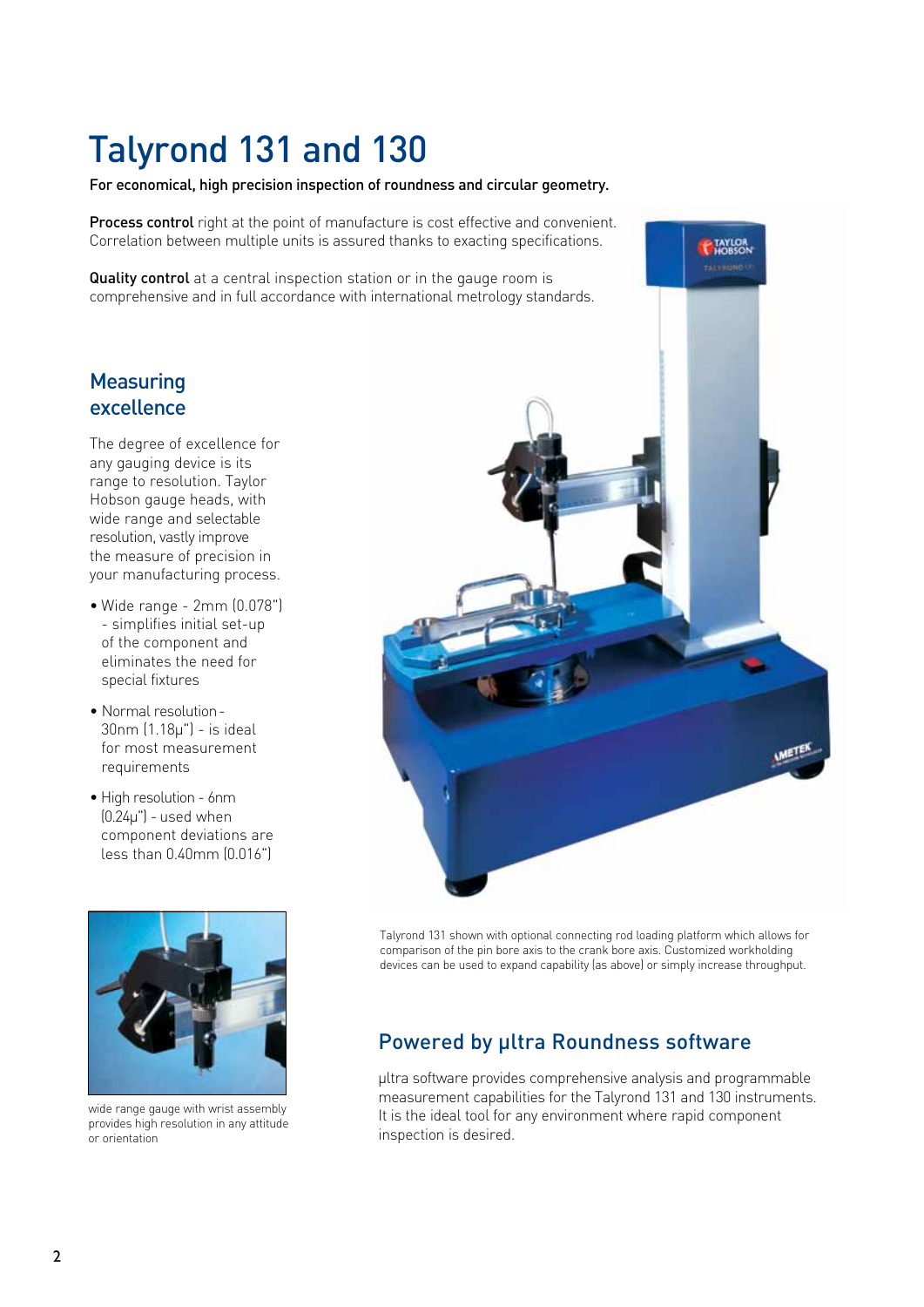# Talyrond 131 and 130

**For economical, high precision inspection of roundness and circular geometry.**

**Process control** right at the point of manufacture is cost effective and convenient. Correlation between multiple units is assured thanks to exacting specifications.

**Quality control** at a central inspection station or in the gauge room is comprehensive and in full accordance with international metrology standards.

## Measuring excellence

The degree of excellence for any gauging device is its range to resolution. Taylor Hobson gauge heads, with wide range and selectable resolution, vastly improve the measure of precision in your manufacturing process.

- Wide range - 2mm (0.078") - simplifies initial set-up of the component and eliminates the need for special fixtures
- Normal resolution - 30nm (1.18µ") - is ideal for most measurement requirements
- High resolution - 6nm (0.24µ") - used when component deviations are less than 0.40mm (0.016")

wide range gauge with wrist assembly provides high resolution in any attitude or orientation

Talyrond 131 shown with optional connecting rod loading platform which allows for comparison of the pin bore axis to the crank bore axis. Customized workholding devices can be used to expand capability (as above) or simply increase throughput.

## Powered by µltra Roundness software

µltra software provides comprehensive analysis and programmable measurement capabilities for the Talyrond 131 and 130 instruments. It is the ideal tool for any environment where rapid component inspection is desired.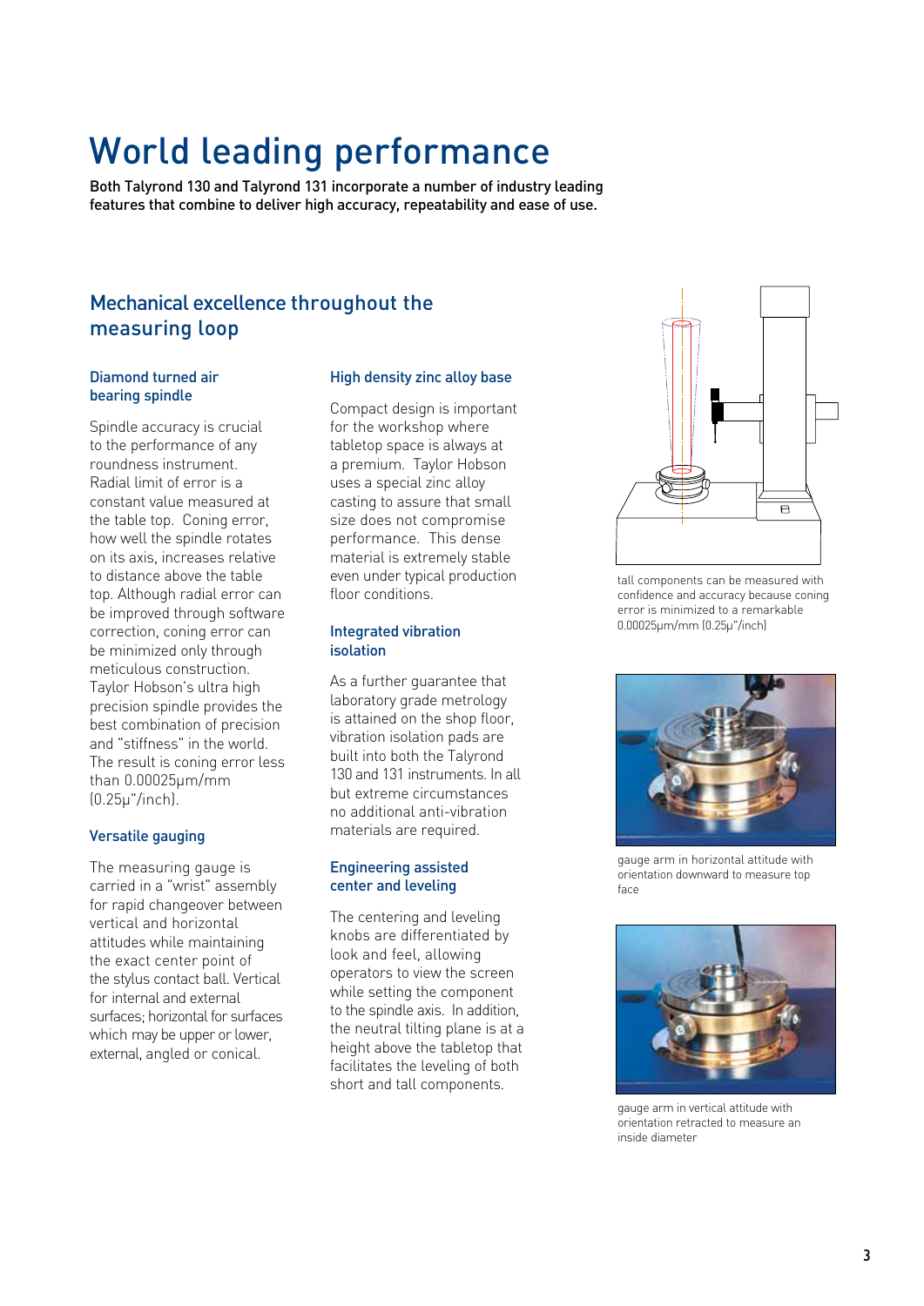# World leading performance

**Both Talyrond 130 and Talyrond 131 incorporate a number of industry leading features that combine to deliver high accuracy, repeatability and ease of use.**

## Mechanical excellence throughout the measuring loop

### Diamond turned air bearing spindle

Spindle accuracy is crucial to the performance of any roundness instrument. Radial limit of error is a constant value measured at the table top. Coning error, how well the spindle rotates on its axis, increases relative to distance above the table top. Although radial error can be improved through software correction, coning error can be minimized only through meticulous construction. Taylor Hobson's ultra high precision spindle provides the best combination of precision and "stiffness" in the world. The result is coning error less than 0.00025µm/mm (0.25µ"/inch).

### Versatile gauging

The measuring gauge is carried in a "wrist" assembly for rapid changeover between vertical and horizontal attitudes while maintaining the exact center point of the stylus contact ball. Vertical for internal and external surfaces; horizontal for surfaces which may be upper or lower, external, angled or conical.

### High density zinc alloy base

Compact design is important for the workshop where tabletop space is always at a premium. Taylor Hobson uses a special zinc alloy casting to assure that small size does not compromise performance. This dense material is extremely stable even under typical production floor conditions.

### Integrated vibration isolation

As a further guarantee that laboratory grade metrology is attained on the shop floor, vibration isolation pads are built into both the Talyrond 130 and 131 instruments. In all but extreme circumstances no additional anti-vibration materials are required.

### Engineering assisted center and leveling

The centering and leveling knobs are differentiated by look and feel, allowing operators to view the screen while setting the component to the spindle axis. In addition, the neutral tilting plane is at a height above the tabletop that facilitates the leveling of both short and tall components.

tall components can be measured with confidence and accuracy because coning error is minimized to a remarkable 0.00025µm/mm (0.25µ"/inch)

gauge arm in horizontal attitude with orientation downward to measure top face

gauge arm in vertical attitude with orientation retracted to measure an inside diameter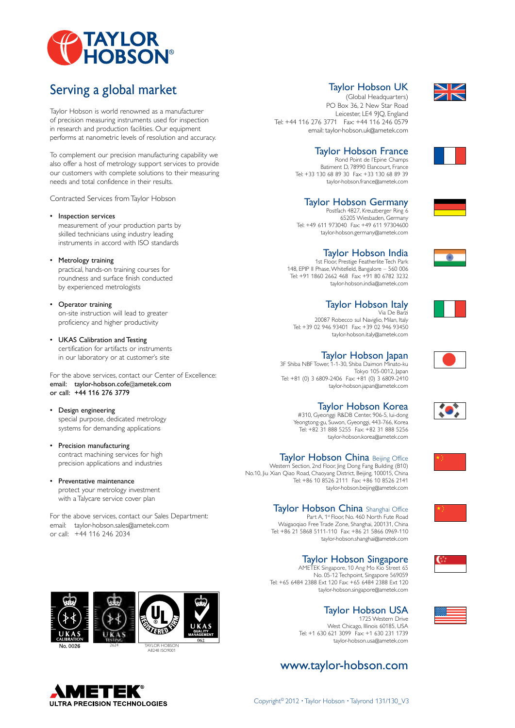# TAYLOR HOBSON®

## Serving a global market

Taylor Hobson is world renowned as a manufacturer of precision measuring instruments used for inspection in research and production facilities. Our equipment performs at nanometric levels of resolution and accuracy.

To complement our precision manufacturing capability we also offer a host of metrology support services to provide our customers with complete solutions to their measuring needs and total confidence in their results.

Contracted Services from Taylor Hobson

- Inspection services
  measurement of your production parts by skilled technicians using industry leading instruments in accord with ISO standards

- Metrology training
  practical, hands-on training courses for roundness and surface finish conducted by experienced metrologists

- Operator training
  on-site instruction will lead to greater proficiency and higher productivity

- UKAS Calibration and Testing
  certification for artifacts or instruments in our laboratory or at customer's site

For the above services, contact our Center of Excellence:
**email:** **taylor-hobson.cofe@ametek.com**
**or call:** **+44 116 276 3779**

- Design engineering
  special purpose, dedicated metrology systems for demanding applications

- Precision manufacturing
  contract machining services for high precision applications and industries

- Preventative maintenance
  protect your metrology investment with a Talycare service cover plan

For the above services, contact our Sales Department:
email: taylor-hobson.sales@ametek.com
or call: +44 116 246 2034

UKAS CALIBRATION No. 0026 · UKAS TESTING 2624 · UL REGISTERED FIRM TAYLOR HOBSON A8248 ISO9001 · UKAS QUALITY MANAGEMENT 062

### Taylor Hobson UK
(Global Headquarters)
PO Box 36, 2 New Star Road
Leicester, LE4 9JQ, England
Tel: +44 116 276 3771 Fax: +44 116 246 0579
email: taylor-hobson.uk@ametek.com

### Taylor Hobson France
Rond Point de l'Epine Champs
Batiment D, 78990 Elancourt, France
Tel: +33 130 68 89 30 Fax: +33 130 68 89 39
taylor-hobson.france@ametek.com

### Taylor Hobson Germany
Postfach 4827, Kreuzberger Ring 6
65205 Wiesbaden, Germany
Tel: +49 611 973040 Fax: +49 611 97304600
taylor-hobson.germany@ametek.com

### Taylor Hobson India
1st Floor, Prestige Featherlite Tech Park
148, EPIP II Phase, Whitefield, Bangalore – 560 006
Tel: +91 1860 2662 468 Fax: +91 80 6782 3232
taylor-hobson.india@ametek.com

### Taylor Hobson Italy
Via De Barzi
20087 Robecco sul Naviglio, Milan, Italy
Tel: +39 02 946 93401 Fax: +39 02 946 93450
taylor-hobson.italy@ametek.com

### Taylor Hobson Japan
3F Shiba NBF Tower, 1-1-30, Shiba Daimon Minato-ku
Tokyo 105-0012, Japan
Tel: +81 (0) 3 6809-2406 Fax: +81 (0) 3 6809-2410
taylor-hobson.japan@ametek.com

### Taylor Hobson Korea
#310, Gyeonggi R&DB Center, 906-5, Iui-dong
Yeongtong-gu, Suwon, Gyeonggi, 443-766, Korea
Tel: +82 31 888 5255 Fax: +82 31 888 5256
taylor-hobson.korea@ametek.com

### Taylor Hobson China Beijing Office
Western Section, 2nd Floor, Jing Dong Fang Building (B10)
No.10, Jiu Xian Qiao Road, Chaoyang District, Beijing, 100015, China
Tel: +86 10 8526 2111 Fax: +86 10 8526 2141
taylor-hobson.beijing@ametek.com

### Taylor Hobson China Shanghai Office
Part A, 1st Floor, No. 460 North Fute Road
Waigaoqiao Free Trade Zone, Shanghai, 200131, China
Tel: +86 21 5868 5111-110 Fax: +86 21 5866 0969-110
taylor-hobson.shanghai@ametek.com

### Taylor Hobson Singapore
AMETEK Singapore, 10 Ang Mo Kio Street 65
No. 05-12 Techpoint, Singapore 569059
Tel: +65 6484 2388 Ext 120 Fax: +65 6484 2388 Ext 120
taylor-hobson.singapore@ametek.com

### Taylor Hobson USA
1725 Western Drive
West Chicago, Illinois 60185, USA
Tel: +1 630 621 3099 Fax: +1 630 231 1739
taylor-hobson.usa@ametek.com

## www.taylor-hobson.com

AMETEK® ULTRA PRECISION TECHNOLOGIES

Copyright© 2012 · Taylor Hobson · Talyrond 131/130_V3